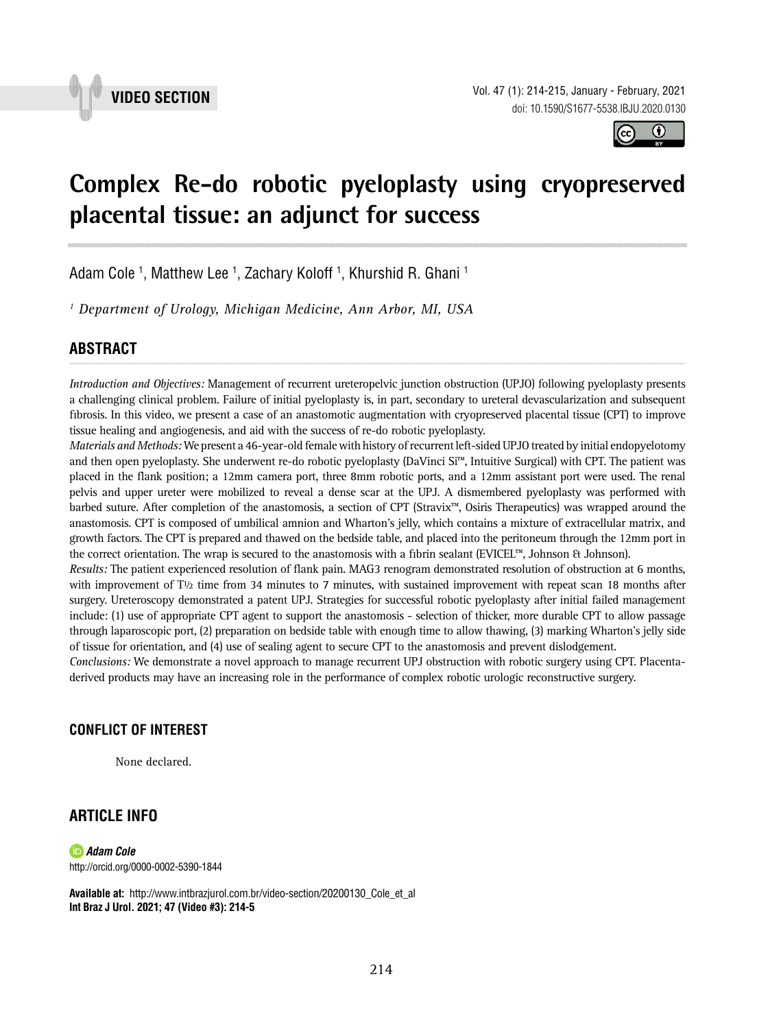VIDEO SECTION

doi: 10.1590/S1677-5538.IBJU.2020.0130

# Complex Re-do robotic pyeloplasty using cryopreserved placental tissue: an adjunct for success

Adam Cole [1], Matthew Lee [1], Zachary Koloff [1], Khurshid R. Ghani [1]

[1] *Department of Urology, Michigan Medicine, Ann Arbor, MI, USA*

## ABSTRACT

*Introduction and Objectives:* Management of recurrent ureteropelvic junction obstruction (UPJO) following pyeloplasty presents a challenging clinical problem. Failure of initial pyeloplasty is, in part, secondary to ureteral devascularization and subsequent fibrosis. In this video, we present a case of an anastomotic augmentation with cryopreserved placental tissue (CPT) to improve tissue healing and angiogenesis, and aid with the success of re-do robotic pyeloplasty.

*Materials and Methods:* We present a 46-year-old female with history of recurrent left-sided UPJO treated by initial endopyelotomy and then open pyeloplasty. She underwent re-do robotic pyeloplasty (DaVinci Si™, Intuitive Surgical) with CPT. The patient was placed in the flank position; a 12mm camera port, three 8mm robotic ports, and a 12mm assistant port were used. The renal pelvis and upper ureter were mobilized to reveal a dense scar at the UPJ. A dismembered pyeloplasty was performed with barbed suture. After completion of the anastomosis, a section of CPT (Stravix™, Osiris Therapeutics) was wrapped around the anastomosis. CPT is composed of umbilical amnion and Wharton's jelly, which contains a mixture of extracellular matrix, and growth factors. The CPT is prepared and thawed on the bedside table, and placed into the peritoneum through the 12mm port in the correct orientation. The wrap is secured to the anastomosis with a fibrin sealant (EVICEL™, Johnson & Johnson).

*Results:* The patient experienced resolution of flank pain. MAG3 renogram demonstrated resolution of obstruction at 6 months, with improvement of $T_{1/2}$ time from 34 minutes to 7 minutes, with sustained improvement with repeat scan 18 months after surgery. Ureteroscopy demonstrated a patent UPJ. Strategies for successful robotic pyeloplasty after initial failed management include: (1) use of appropriate CPT agent to support the anastomosis - selection of thicker, more durable CPT to allow passage through laparoscopic port, (2) preparation on bedside table with enough time to allow thawing, (3) marking Wharton's jelly side of tissue for orientation, and (4) use of sealing agent to secure CPT to the anastomosis and prevent dislodgement.

*Conclusions:* We demonstrate a novel approach to manage recurrent UPJ obstruction with robotic surgery using CPT. Placenta-derived products may have an increasing role in the performance of complex robotic urologic reconstructive surgery.

## CONFLICT OF INTEREST

None declared.

## ARTICLE INFO

***Adam Cole***
http://orcid.org/0000-0002-5390-1844

**Available at:** http://www.intbrazjurol.com.br/video-section/20200130_Cole_et_al
**Int Braz J Urol. 2021; 47 (Video #3): 214-5**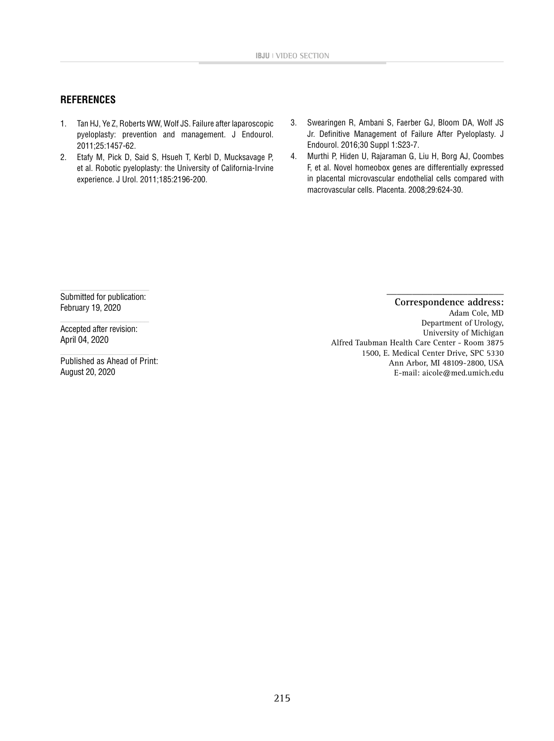## REFERENCES

1. Tan HJ, Ye Z, Roberts WW, Wolf JS. Failure after laparoscopic pyeloplasty: prevention and management. J Endourol. 2011;25:1457-62.
2. Etafy M, Pick D, Said S, Hsueh T, Kerbl D, Mucksavage P, et al. Robotic pyeloplasty: the University of California-Irvine experience. J Urol. 2011;185:2196-200.
3. Swearingen R, Ambani S, Faerber GJ, Bloom DA, Wolf JS Jr. Definitive Management of Failure After Pyeloplasty. J Endourol. 2016;30 Suppl 1:S23-7.
4. Murthi P, Hiden U, Rajaraman G, Liu H, Borg AJ, Coombes F, et al. Novel homeobox genes are differentially expressed in placental microvascular endothelial cells compared with macrovascular cells. Placenta. 2008;29:624-30.

Submitted for publication:
February 19, 2020

Accepted after revision:
April 04, 2020

Published as Ahead of Print:
August 20, 2020

**Correspondence address:**
Adam Cole, MD
Department of Urology,
University of Michigan
Alfred Taubman Health Care Center - Room 3875
1500, E. Medical Center Drive, SPC 5330
Ann Arbor, MI 48109-2800, USA
E-mail: aicole@med.umich.edu